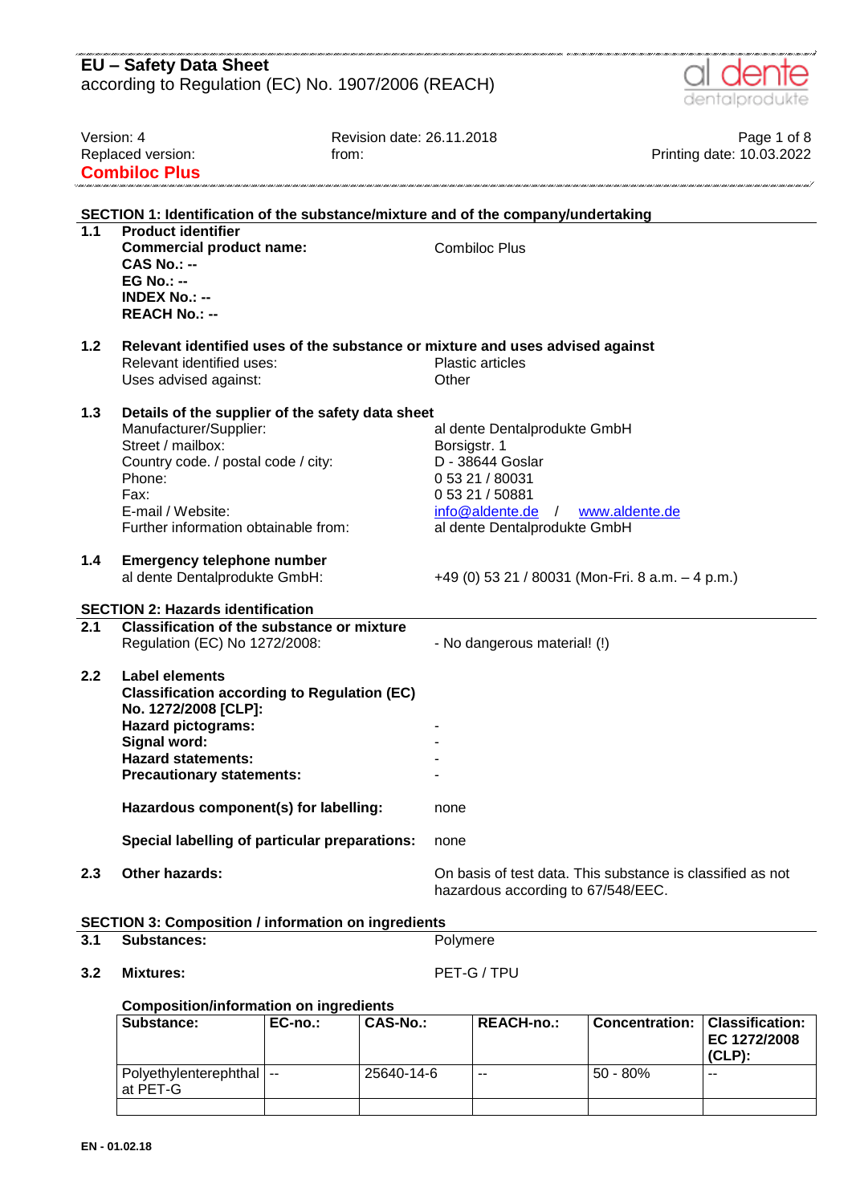# EU – Safety Data Sheet
according to Regulation (EC) No. 1907/2006 (REACH)

Version: 4
Replaced version:
**Combiloc Plus**

Revision date: 26.11.2018
from:

Printing date: 10.03.2022

## SECTION 1: Identification of the substance/mixture and of the company/undertaking

**1.1 Product identifier**

**Commercial product name:** Combiloc Plus
**CAS No.: --**
**EG No.: --**
**INDEX No.: --**
**REACH No.: --**

**1.2 Relevant identified uses of the substance or mixture and uses advised against**

Relevant identified uses: Plastic articles
Uses advised against: Other

**1.3 Details of the supplier of the safety data sheet**

Manufacturer/Supplier: al dente Dentalprodukte GmbH
Street / mailbox: Borsigstr. 1
Country code. / postal code / city: D - 38644 Goslar
Phone: 0 53 21 / 80031
Fax: 0 53 21 / 50881
E-mail / Website: info@aldente.de / www.aldente.de
Further information obtainable from: al dente Dentalprodukte GmbH

**1.4 Emergency telephone number**

al dente Dentalprodukte GmbH: +49 (0) 53 21 / 80031 (Mon-Fri. 8 a.m. – 4 p.m.)

## SECTION 2: Hazards identification

**2.1 Classification of the substance or mixture**

Regulation (EC) No 1272/2008: - No dangerous material! (!)

**2.2 Label elements**

**Classification according to Regulation (EC) No. 1272/2008 [CLP]:**
**Hazard pictograms:** -
**Signal word:** -
**Hazard statements:** -
**Precautionary statements:** -

**Hazardous component(s) for labelling:** none

**Special labelling of particular preparations:** none

**2.3 Other hazards:** On basis of test data. This substance is classified as not hazardous according to 67/548/EEC.

## SECTION 3: Composition / information on ingredients

**3.1 Substances:** Polymere

**3.2 Mixtures:** PET-G / TPU

**Composition/information on ingredients**

| Substance: | EC-no.: | CAS-No.: | REACH-no.: | Concentration: | Classification: EC 1272/2008 (CLP): |
|---|---|---|---|---|---|
| Polyethylenterephthalat PET-G | -- | 25640-14-6 | -- | 50 - 80% | -- |
| | | | | | |

EN - 01.02.18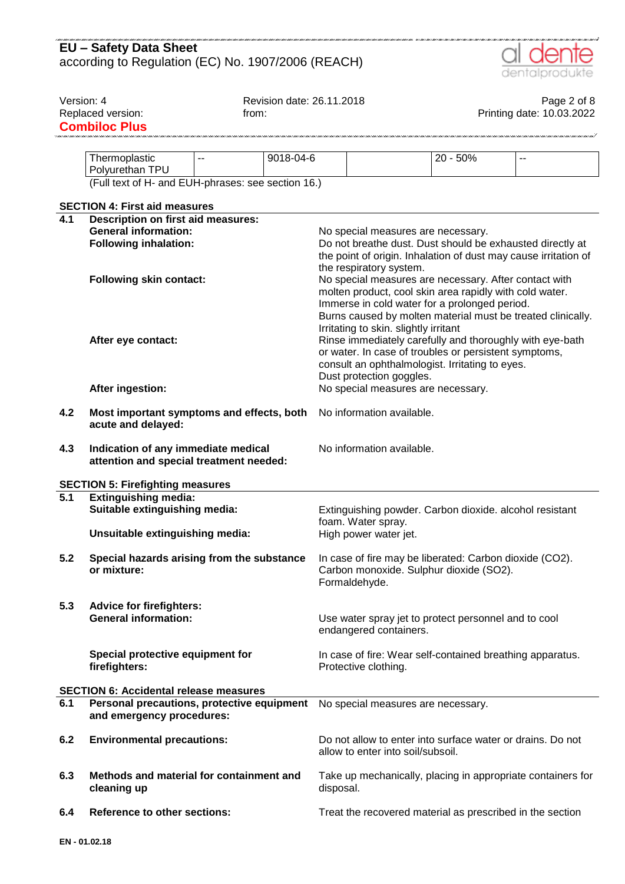| Thermoplastic Polyurethan TPU | -- | 9018-04-6 | | 20 - 50% | -- |
|---|---|---|---|---|---|

(Full text of H- and EUH-phrases: see section 16.)

## SECTION 4: First aid measures

**4.1 Description on first aid measures:**

**General information:** No special measures are necessary.

**Following inhalation:** Do not breathe dust. Dust should be exhausted directly at the point of origin. Inhalation of dust may cause irritation of the respiratory system.

**Following skin contact:** No special measures are necessary. After contact with molten product, cool skin area rapidly with cold water. Immerse in cold water for a prolonged period. Burns caused by molten material must be treated clinically. Irritating to skin. slightly irritant

**After eye contact:** Rinse immediately carefully and thoroughly with eye-bath or water. In case of troubles or persistent symptoms, consult an ophthalmologist. Irritating to eyes. Dust protection goggles.

**After ingestion:** No special measures are necessary.

**4.2 Most important symptoms and effects, both acute and delayed:** No information available.

**4.3 Indication of any immediate medical attention and special treatment needed:** No information available.

## SECTION 5: Firefighting measures

**5.1 Extinguishing media:**

**Suitable extinguishing media:** Extinguishing powder. Carbon dioxide. alcohol resistant foam. Water spray.

**Unsuitable extinguishing media:** High power water jet.

**5.2 Special hazards arising from the substance or mixture:** In case of fire may be liberated: Carbon dioxide ($CO_2$). Carbon monoxide. Sulphur dioxide ($SO_2$). Formaldehyde.

**5.3 Advice for firefighters:**

**General information:** Use water spray jet to protect personnel and to cool endangered containers.

**Special protective equipment for firefighters:** In case of fire: Wear self-contained breathing apparatus. Protective clothing.

## SECTION 6: Accidental release measures

**6.1 Personal precautions, protective equipment and emergency procedures:** No special measures are necessary.

**6.2 Environmental precautions:** Do not allow to enter into surface water or drains. Do not allow to enter into soil/subsoil.

**6.3 Methods and material for containment and cleaning up** Take up mechanically, placing in appropriate containers for disposal.

**6.4 Reference to other sections:** Treat the recovered material as prescribed in the section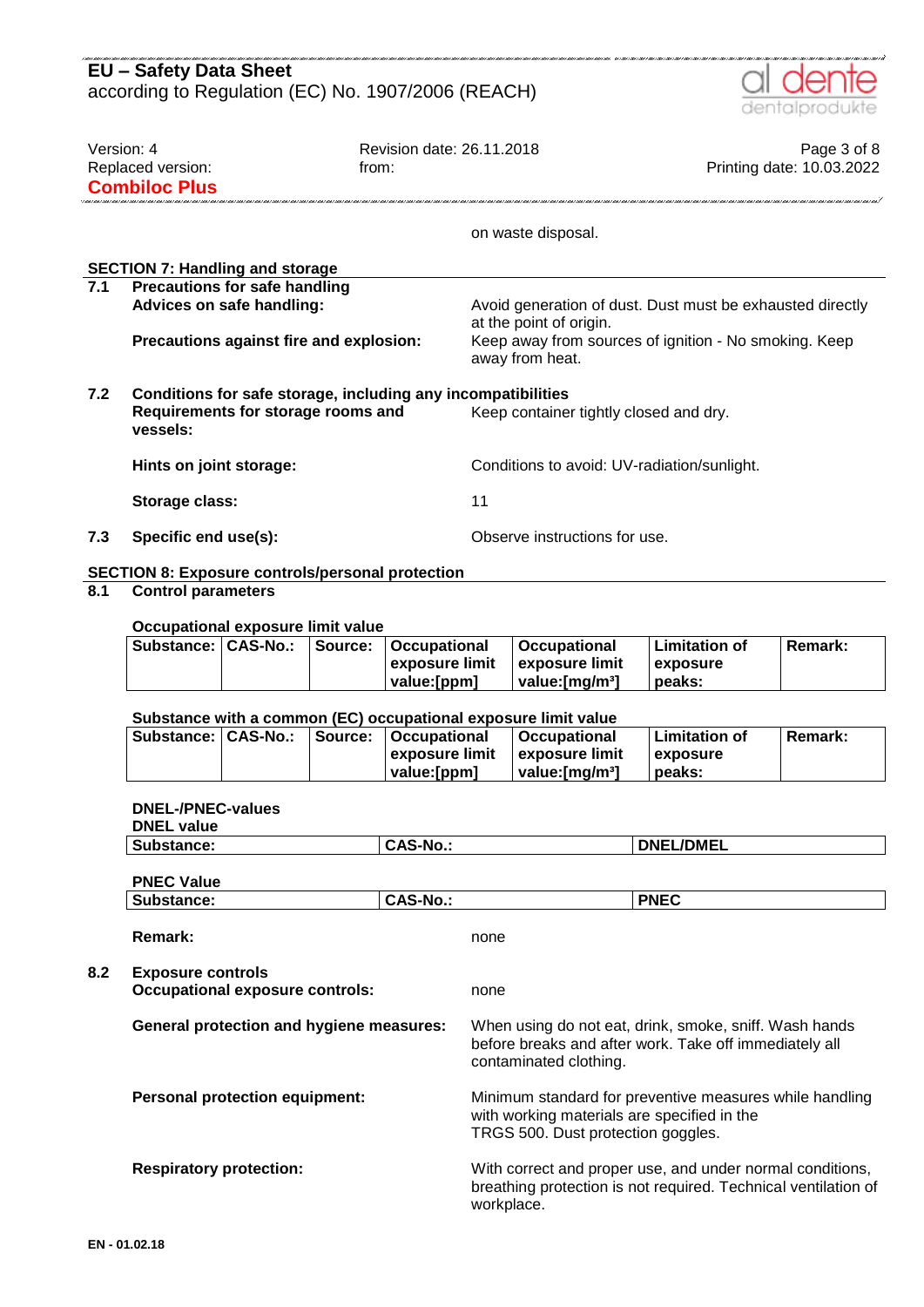on waste disposal.

## SECTION 7: Handling and storage

**7.1 Precautions for safe handling**

**Advices on safe handling:** Avoid generation of dust. Dust must be exhausted directly at the point of origin.

**Precautions against fire and explosion:** Keep away from sources of ignition - No smoking. Keep away from heat.

**7.2 Conditions for safe storage, including any incompatibilities**

**Requirements for storage rooms and vessels:** Keep container tightly closed and dry.

**Hints on joint storage:** Conditions to avoid: UV-radiation/sunlight.

**Storage class:** 11

**7.3 Specific end use(s):** Observe instructions for use.

## SECTION 8: Exposure controls/personal protection

**8.1 Control parameters**

**Occupational exposure limit value**

| Substance: | CAS-No.: | Source: | Occupational exposure limit value:[ppm] | Occupational exposure limit value:[mg/m³] | Limitation of exposure peaks: | Remark: |
|---|---|---|---|---|---|---|

**Substance with a common (EC) occupational exposure limit value**

| Substance: | CAS-No.: | Source: | Occupational exposure limit value:[ppm] | Occupational exposure limit value:[mg/m³] | Limitation of exposure peaks: | Remark: |
|---|---|---|---|---|---|---|

**DNEL-/PNEC-values**

**DNEL value**

| Substance: | CAS-No.: | DNEL/DMEL |
|---|---|---|

**PNEC Value**

| Substance: | CAS-No.: | PNEC |
|---|---|---|

**Remark:** none

**8.2 Exposure controls**

**Occupational exposure controls:** none

**General protection and hygiene measures:** When using do not eat, drink, smoke, sniff. Wash hands before breaks and after work. Take off immediately all contaminated clothing.

**Personal protection equipment:** Minimum standard for preventive measures while handling with working materials are specified in the TRGS 500. Dust protection goggles.

**Respiratory protection:** With correct and proper use, and under normal conditions, breathing protection is not required. Technical ventilation of workplace.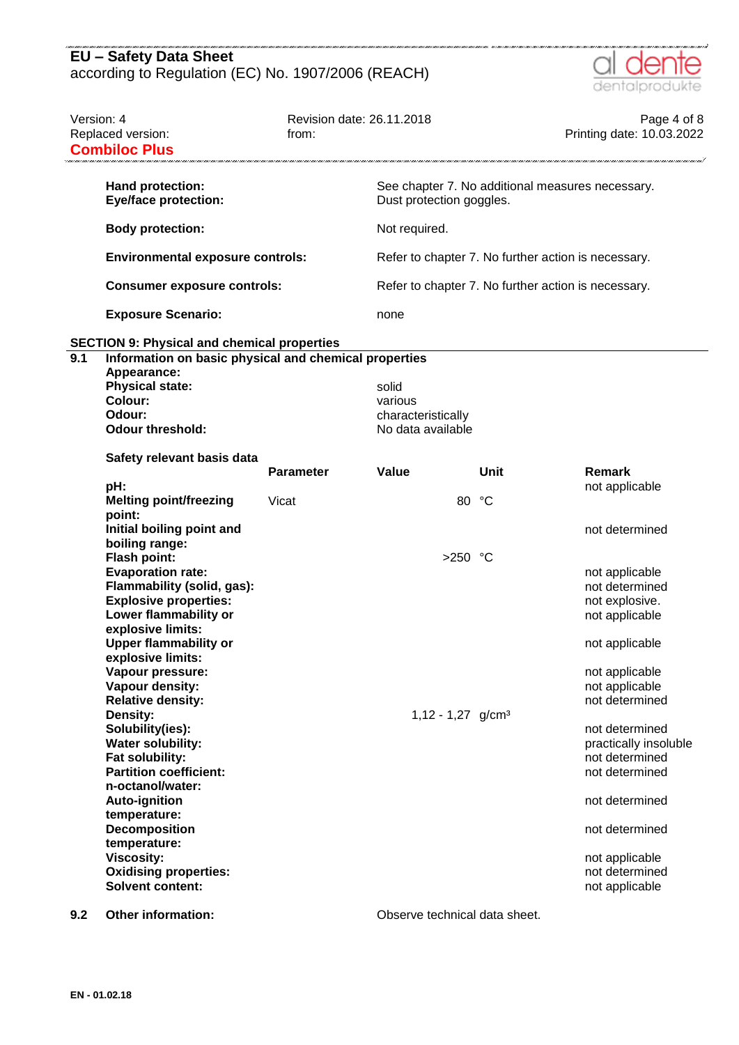**Hand protection:** See chapter 7. No additional measures necessary.
**Eye/face protection:** Dust protection goggles.

**Body protection:** Not required.

**Environmental exposure controls:** Refer to chapter 7. No further action is necessary.

**Consumer exposure controls:** Refer to chapter 7. No further action is necessary.

**Exposure Scenario:** none

## SECTION 9: Physical and chemical properties

**9.1 Information on basic physical and chemical properties**

**Appearance:**

| | |
|---|---|
| **Physical state:** | solid |
| **Colour:** | various |
| **Odour:** | characteristically |
| **Odour threshold:** | No data available |

**Safety relevant basis data**

| | Parameter | Value | Unit | Remark |
|---|---|---|---|---|
| **pH:** | | | | not applicable |
| **Melting point/freezing point:** | Vicat | 80 | °C | |
| **Initial boiling point and boiling range:** | | | | not determined |
| **Flash point:** | | >250 | °C | |
| **Evaporation rate:** | | | | not applicable |
| **Flammability (solid, gas):** | | | | not determined |
| **Explosive properties:** | | | | not explosive. |
| **Lower flammability or explosive limits:** | | | | not applicable |
| **Upper flammability or explosive limits:** | | | | not applicable |
| **Vapour pressure:** | | | | not applicable |
| **Vapour density:** | | | | not applicable |
| **Relative density:** | | | | not determined |
| **Density:** | | 1,12 - 1,27 | g/cm³ | |
| **Solubility(ies):** | | | | not determined |
| **Water solubility:** | | | | practically insoluble |
| **Fat solubility:** | | | | not determined |
| **Partition coefficient: n-octanol/water:** | | | | not determined |
| **Auto-ignition temperature:** | | | | not determined |
| **Decomposition temperature:** | | | | not determined |
| **Viscosity:** | | | | not applicable |
| **Oxidising properties:** | | | | not determined |
| **Solvent content:** | | | | not applicable |

**9.2 Other information:** Observe technical data sheet.

EN - 01.02.18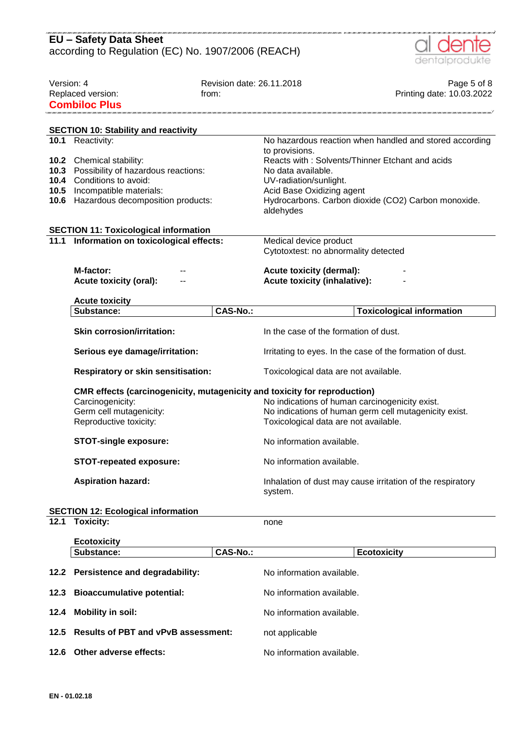## SECTION 10: Stability and reactivity

| | | |
|---|---|---|
| **10.1** | Reactivity: | No hazardous reaction when handled and stored according to provisions. |
| **10.2** | Chemical stability: | Reacts with : Solvents/Thinner Etchant and acids |
| **10.3** | Possibility of hazardous reactions: | No data available. |
| **10.4** | Conditions to avoid: | UV-radiation/sunlight. |
| **10.5** | Incompatible materials: | Acid Base Oxidizing agent |
| **10.6** | Hazardous decomposition products: | Hydrocarbons. Carbon dioxide ($CO_2$) Carbon monoxide. aldehydes |

## SECTION 11: Toxicological information

**11.1 Information on toxicological effects:**

Medical device product
Cytotoxtest: no abnormality detected

| | | | |
|---|---|---|---|
| **M-factor:** | -- | **Acute toxicity (dermal):** | - |
| **Acute toxicity (oral):** | -- | **Acute toxicity (inhalative):** | - |

**Acute toxicity**

| Substance: | CAS-No.: | Toxicological information |
|---|---|---|

**Skin corrosion/irritation:** In the case of the formation of dust.

**Serious eye damage/irritation:** Irritating to eyes. In the case of the formation of dust.

**Respiratory or skin sensitisation:** Toxicological data are not available.

**CMR effects (carcinogenicity, mutagenicity and toxicity for reproduction)**

Carcinogenicity: No indications of human carcinogenicity exist.
Germ cell mutagenicity: No indications of human germ cell mutagenicity exist.
Reproductive toxicity: Toxicological data are not available.

**STOT-single exposure:** No information available.

**STOT-repeated exposure:** No information available.

**Aspiration hazard:** Inhalation of dust may cause irritation of the respiratory system.

## SECTION 12: Ecological information

**12.1 Toxicity:** none

**Ecotoxicity**

| Substance: | CAS-No.: | Ecotoxicity |
|---|---|---|

**12.2 Persistence and degradability:** No information available.

**12.3 Bioaccumulative potential:** No information available.

**12.4 Mobility in soil:** No information available.

**12.5 Results of PBT and vPvB assessment:** not applicable

**12.6 Other adverse effects:** No information available.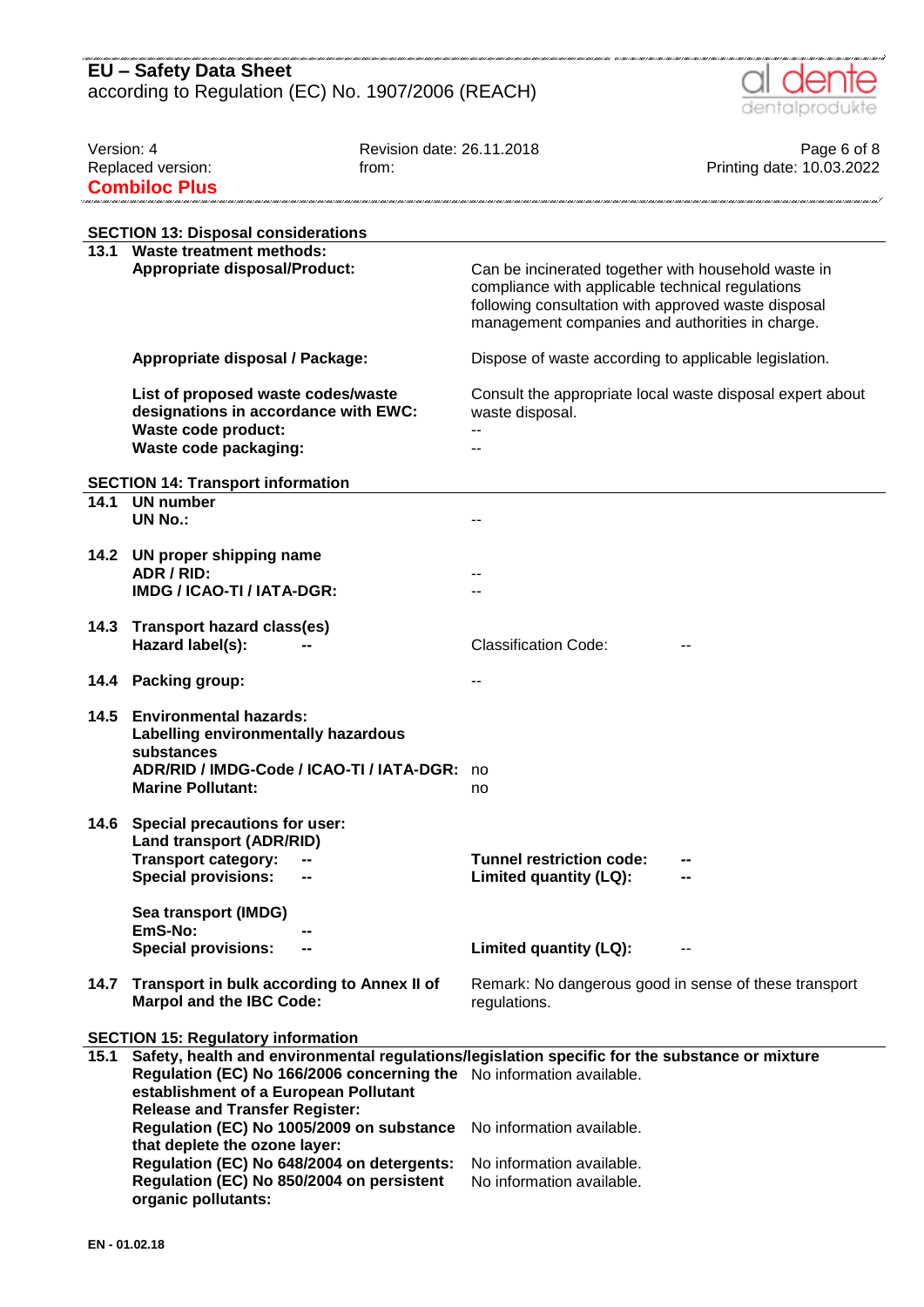## SECTION 13: Disposal considerations

**13.1 Waste treatment methods:**

| | |
|---|---|
| **Appropriate disposal/Product:** | Can be incinerated together with household waste in compliance with applicable technical regulations following consultation with approved waste disposal management companies and authorities in charge. |
| **Appropriate disposal / Package:** | Dispose of waste according to applicable legislation. |
| **List of proposed waste codes/waste designations in accordance with EWC:** | Consult the appropriate local waste disposal expert about waste disposal. |
| **Waste code product:** | -- |
| **Waste code packaging:** | -- |

## SECTION 14: Transport information

**14.1 UN number**

| | |
|---|---|
| **UN No.:** | -- |

**14.2 UN proper shipping name**

| | |
|---|---|
| **ADR / RID:** | -- |
| **IMDG / ICAO-TI / IATA-DGR:** | -- |

**14.3 Transport hazard class(es)**

**Hazard label(s):** -- Classification Code: --

**14.4 Packing group:** --

**14.5 Environmental hazards:**

**Labelling environmentally hazardous substances**

| | |
|---|---|
| **ADR/RID / IMDG-Code / ICAO-TI / IATA-DGR:** | no |
| **Marine Pollutant:** | no |

**14.6 Special precautions for user:**

**Land transport (ADR/RID)**

| | | | |
|---|---|---|---|
| **Transport category:** | -- | **Tunnel restriction code:** | -- |
| **Special provisions:** | -- | **Limited quantity (LQ):** | -- |

**Sea transport (IMDG)**

| | | | |
|---|---|---|---|
| **EmS-No:** | -- | | |
| **Special provisions:** | -- | **Limited quantity (LQ):** | -- |

**14.7 Transport in bulk according to Annex II of Marpol and the IBC Code:** Remark: No dangerous good in sense of these transport regulations.

## SECTION 15: Regulatory information

**15.1 Safety, health and environmental regulations/legislation specific for the substance or mixture**

| | |
|---|---|
| **Regulation (EC) No 166/2006 concerning the establishment of a European Pollutant Release and Transfer Register:** | No information available. |
| **Regulation (EC) No 1005/2009 on substance that deplete the ozone layer:** | No information available. |
| **Regulation (EC) No 648/2004 on detergents:** | No information available. |
| **Regulation (EC) No 850/2004 on persistent organic pollutants:** | No information available. |

EN - 01.02.18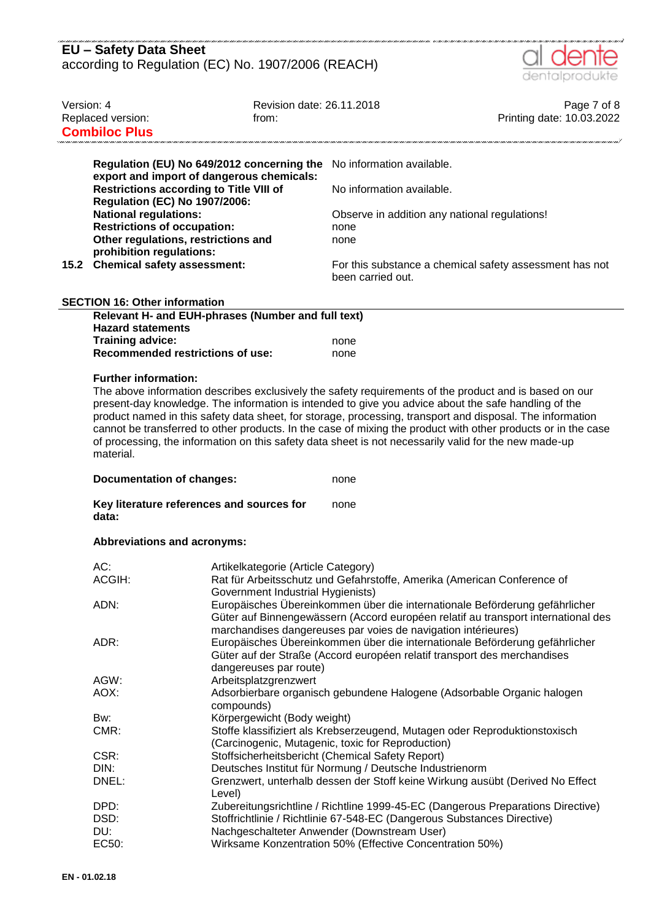| | |
|---|---|
| **Regulation (EU) No 649/2012 concerning the export and import of dangerous chemicals:** | No information available. |
| **Restrictions according to Title VIII of Regulation (EC) No 1907/2006:** | No information available. |
| **National regulations:** | Observe in addition any national regulations! |
| **Restrictions of occupation:** | none |
| **Other regulations, restrictions and prohibition regulations:** | none |
| **15.2 Chemical safety assessment:** | For this substance a chemical safety assessment has not been carried out. |

## SECTION 16: Other information

**Relevant H- and EUH-phrases (Number and full text)**

**Hazard statements**

| | |
|---|---|
| **Training advice:** | none |
| **Recommended restrictions of use:** | none |

**Further information:**

The above information describes exclusively the safety requirements of the product and is based on our present-day knowledge. The information is intended to give you advice about the safe handling of the product named in this safety data sheet, for storage, processing, transport and disposal. The information cannot be transferred to other products. In the case of mixing the product with other products or in the case of processing, the information on this safety data sheet is not necessarily valid for the new made-up material.

| | |
|---|---|
| **Documentation of changes:** | none |
| **Key literature references and sources for data:** | none |

**Abbreviations and acronyms:**

| | |
|---|---|
| AC: | Artikelkategorie (Article Category) |
| ACGIH: | Rat für Arbeitsschutz und Gefahrstoffe, Amerika (American Conference of Government Industrial Hygienists) |
| ADN: | Europäisches Übereinkommen über die internationale Beförderung gefährlicher Güter auf Binnengewässern (Accord européen relatif au transport international des marchandises dangereuses par voies de navigation intérieures) |
| ADR: | Europäisches Übereinkommen über die internationale Beförderung gefährlicher Güter auf der Straße (Accord européen relatif transport des merchandises dangereuses par route) |
| AGW: | Arbeitsplatzgrenzwert |
| AOX: | Adsorbierbare organisch gebundene Halogene (Adsorbable Organic halogen compounds) |
| Bw: | Körpergewicht (Body weight) |
| CMR: | Stoffe klassifiziert als Krebserzeugend, Mutagen oder Reproduktionstoxisch (Carcinogenic, Mutagenic, toxic for Reproduction) |
| CSR: | Stoffsicherheitsbericht (Chemical Safety Report) |
| DIN: | Deutsches Institut für Normung / Deutsche Industrienorm |
| DNEL: | Grenzwert, unterhalb dessen der Stoff keine Wirkung ausübt (Derived No Effect Level) |
| DPD: | Zubereitungsrichtline / Richtlinie 1999-45-EC (Dangerous Preparations Directive) |
| DSD: | Stoffrichtlinie / Richtlinie 67-548-EC (Dangerous Substances Directive) |
| DU: | Nachgeschalteter Anwender (Downstream User) |
| EC50: | Wirksame Konzentration 50% (Effective Concentration 50%) |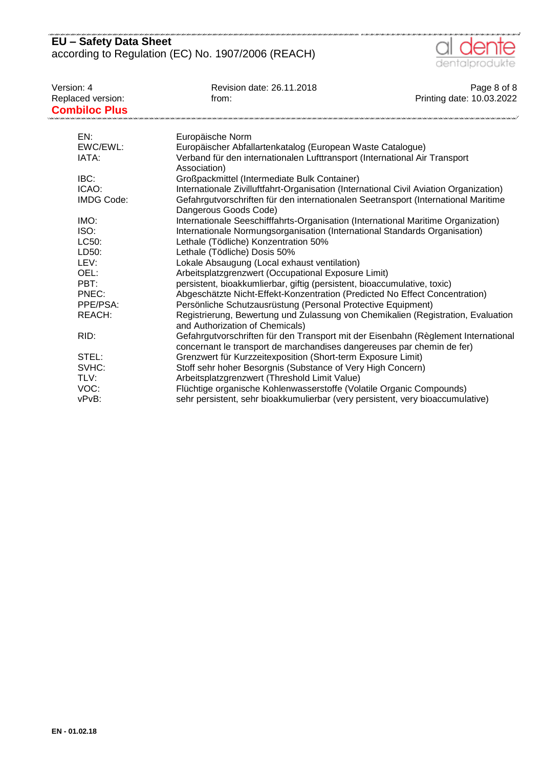| | |
|---|---|
| EN: | Europäische Norm |
| EWC/EWL: | Europäischer Abfallartenkatalog (European Waste Catalogue) |
| IATA: | Verband für den internationalen Lufttransport (International Air Transport Association) |
| IBC: | Großpackmittel (Intermediate Bulk Container) |
| ICAO: | Internationale Zivilluftfahrt-Organisation (International Civil Aviation Organization) |
| IMDG Code: | Gefahrgutvorschriften für den internationalen Seetransport (International Maritime Dangerous Goods Code) |
| IMO: | Internationale Seeschifffahrts-Organisation (International Maritime Organization) |
| ISO: | Internationale Normungsorganisation (International Standards Organisation) |
| LC50: | Lethale (Tödliche) Konzentration 50% |
| LD50: | Lethale (Tödliche) Dosis 50% |
| LEV: | Lokale Absaugung (Local exhaust ventilation) |
| OEL: | Arbeitsplatzgrenzwert (Occupational Exposure Limit) |
| PBT: | persistent, bioakkumlierbar, giftig (persistent, bioaccumulative, toxic) |
| PNEC: | Abgeschätzte Nicht-Effekt-Konzentration (Predicted No Effect Concentration) |
| PPE/PSA: | Persönliche Schutzausrüstung (Personal Protective Equipment) |
| REACH: | Registrierung, Bewertung und Zulassung von Chemikalien (Registration, Evaluation and Authorization of Chemicals) |
| RID: | Gefahrgutvorschriften für den Transport mit der Eisenbahn (Règlement International concernant le transport de marchandises dangereuses par chemin de fer) |
| STEL: | Grenzwert für Kurzzeitexposition (Short-term Exposure Limit) |
| SVHC: | Stoff sehr hoher Besorgnis (Substance of Very High Concern) |
| TLV: | Arbeitsplatzgrenzwert (Threshold Limit Value) |
| VOC: | Flüchtige organische Kohlenwasserstoffe (Volatile Organic Compounds) |
| vPvB: | sehr persistent, sehr bioakkumulierbar (very persistent, very bioaccumulative) |